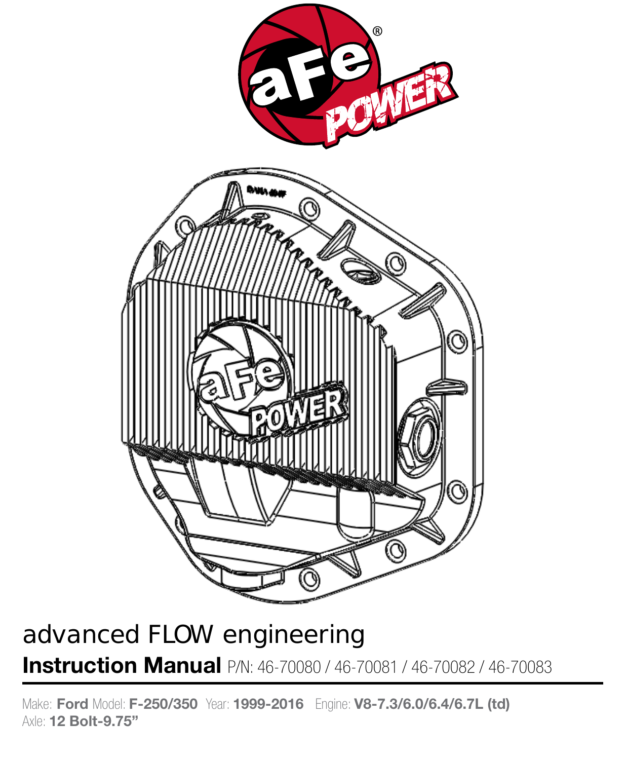advanced FLOW engineering

# Instruction Manual P/N: 46-70080 / 46-70081 / 46-70082 / 46-70083

Make: **Ford** Model: **F-250/350** Year: **1999-2016** Engine: **V8-7.3/6.0/6.4/6.7L (td)**
Axle: **12 Bolt-9.75”**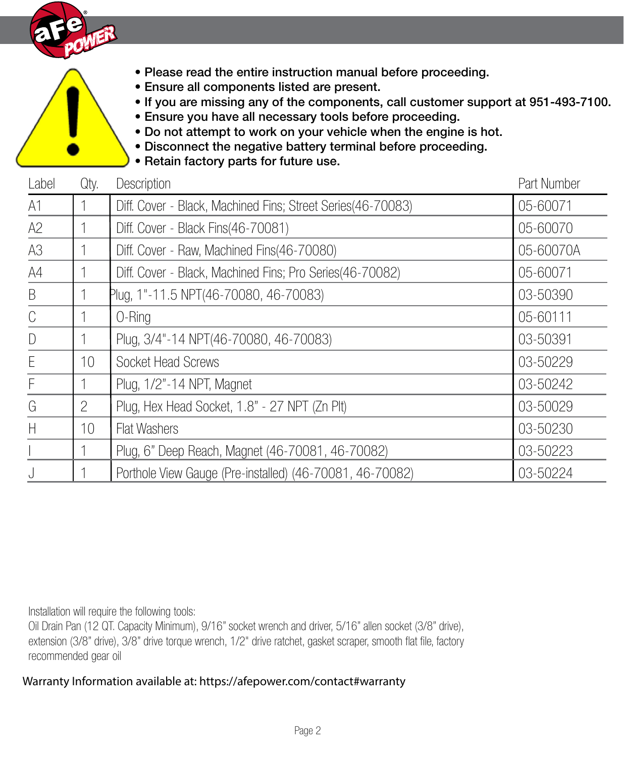- Please read the entire instruction manual before proceeding.
- Ensure all components listed are present.
- If you are missing any of the components, call customer support at 951-493-7100.
- Ensure you have all necessary tools before proceeding.
- Do not attempt to work on your vehicle when the engine is hot.
- Disconnect the negative battery terminal before proceeding.
- Retain factory parts for future use.

| Label | Qty. | Description | Part Number |
|---|---|---|---|
| A1 | 1 | Diff. Cover - Black, Machined Fins; Street Series(46-70083) | 05-60071 |
| A2 | 1 | Diff. Cover - Black Fins(46-70081) | 05-60070 |
| A3 | 1 | Diff. Cover - Raw, Machined Fins(46-70080) | 05-60070A |
| A4 | 1 | Diff. Cover - Black, Machined Fins; Pro Series(46-70082) | 05-60071 |
| B | 1 | Plug, 1"-11.5 NPT(46-70080, 46-70083) | 03-50390 |
| C | 1 | O-Ring | 05-60111 |
| D | 1 | Plug, 3/4"-14 NPT(46-70080, 46-70083) | 03-50391 |
| E | 10 | Socket Head Screws | 03-50229 |
| F | 1 | Plug, 1/2"-14 NPT, Magnet | 03-50242 |
| G | 2 | Plug, Hex Head Socket, 1.8" - 27 NPT (Zn Plt) | 03-50029 |
| H | 10 | Flat Washers | 03-50230 |
| I | 1 | Plug, 6" Deep Reach, Magnet (46-70081, 46-70082) | 03-50223 |
| J | 1 | Porthole View Gauge (Pre-installed) (46-70081, 46-70082) | 03-50224 |

Installation will require the following tools:
Oil Drain Pan (12 QT. Capacity Minimum), 9/16" socket wrench and driver, 5/16" allen socket (3/8" drive), extension (3/8" drive), 3/8" drive torque wrench, 1/2" drive ratchet, gasket scraper, smooth flat file, factory recommended gear oil

Warranty Information available at: https://afepower.com/contact#warranty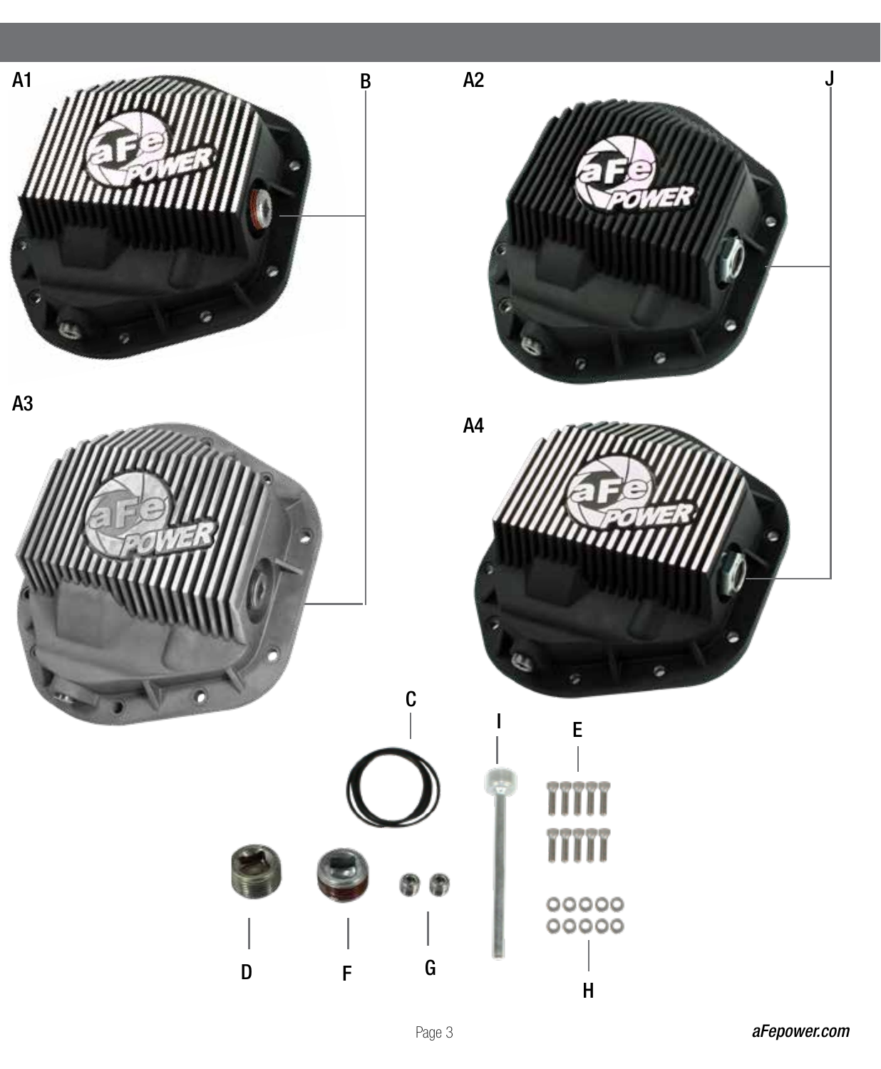A1

B

A2

J

A3

A4

C

I

E

D

F

G

H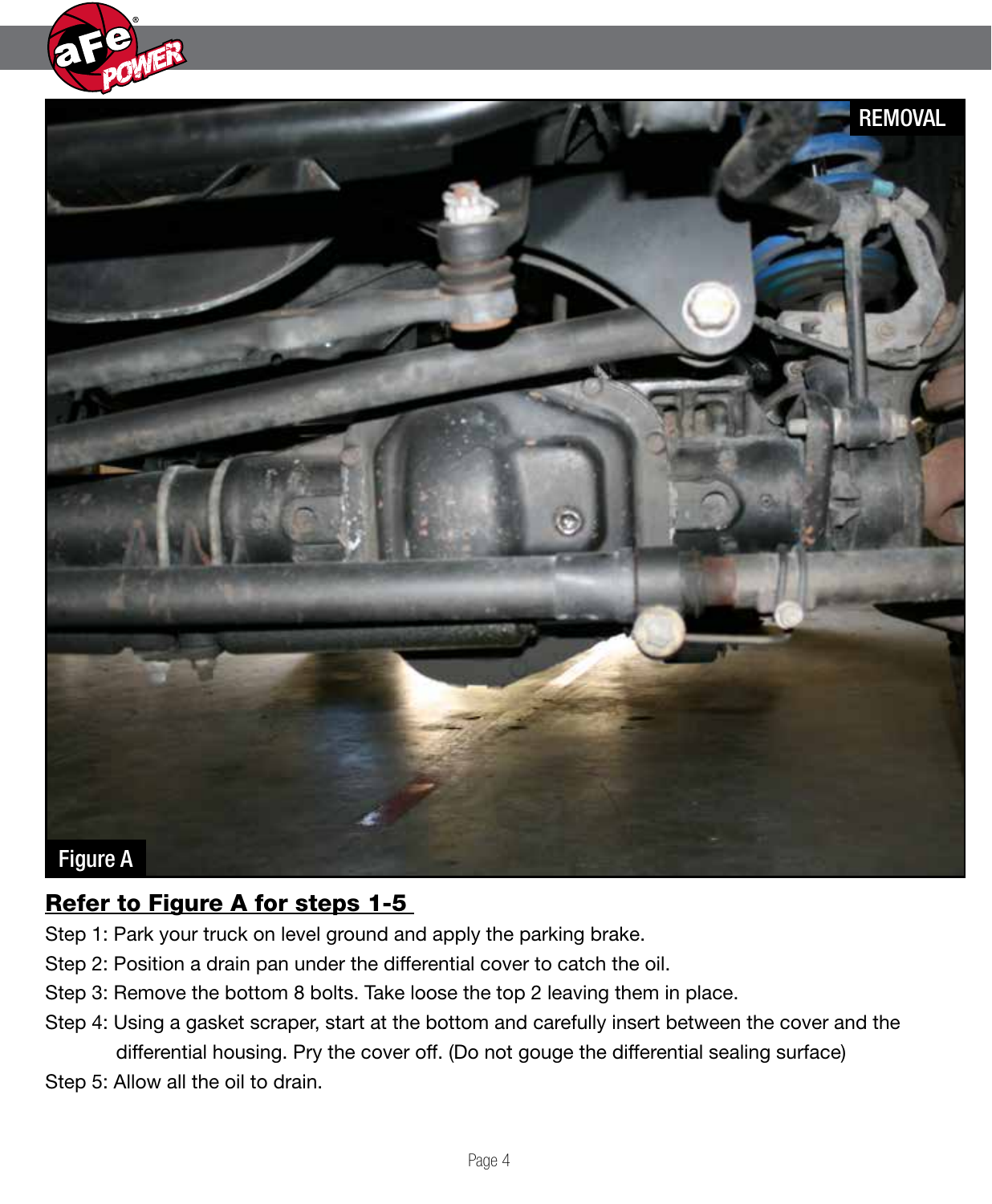REMOVAL

Figure A

**Refer to Figure A for steps 1-5**

Step 1: Park your truck on level ground and apply the parking brake.

Step 2: Position a drain pan under the differential cover to catch the oil.

Step 3: Remove the bottom 8 bolts. Take loose the top 2 leaving them in place.

Step 4: Using a gasket scraper, start at the bottom and carefully insert between the cover and the differential housing. Pry the cover off. (Do not gouge the differential sealing surface)

Step 5: Allow all the oil to drain.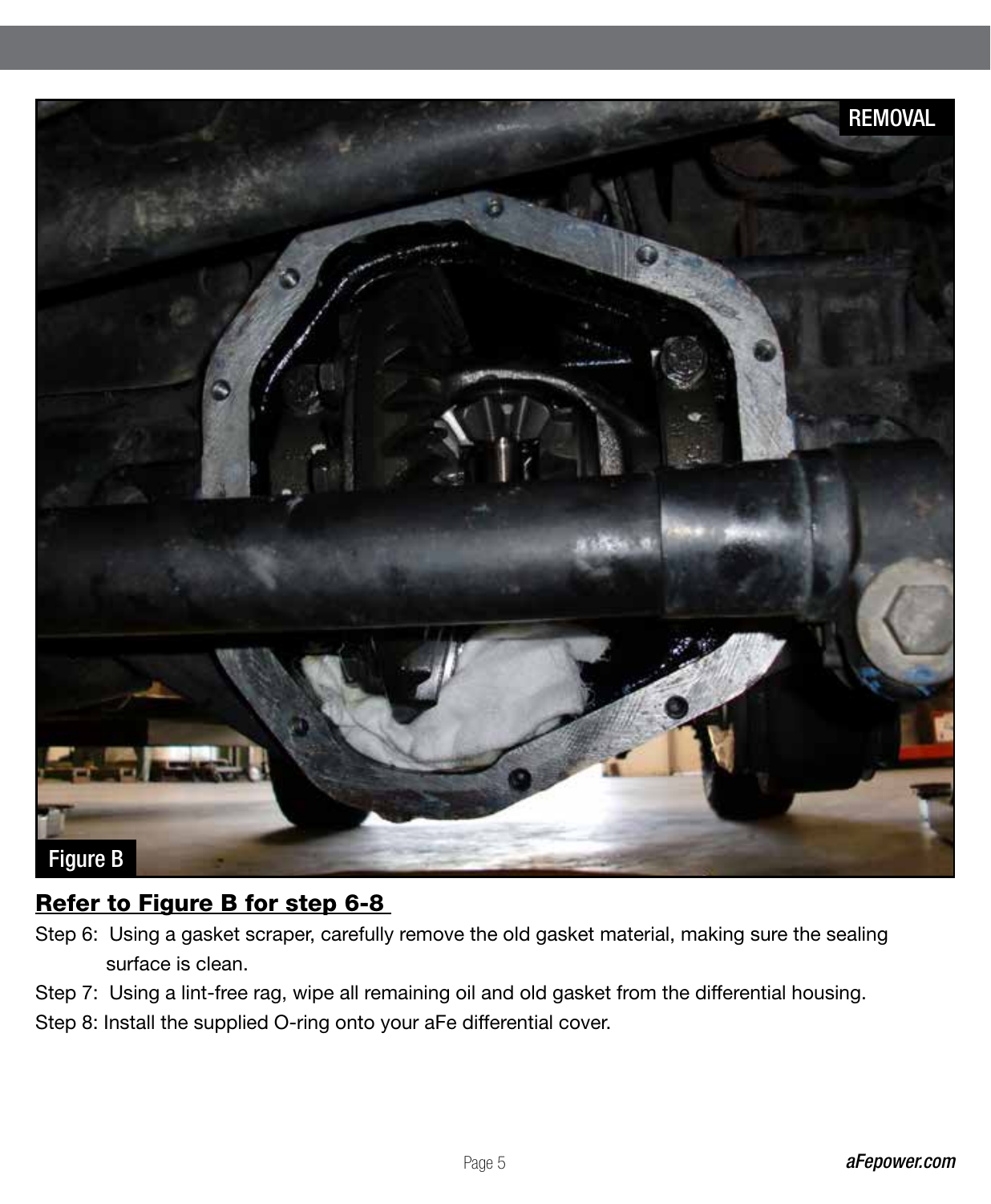**Refer to Figure B for step 6-8**

Step 6: Using a gasket scraper, carefully remove the old gasket material, making sure the sealing surface is clean.

Step 7: Using a lint-free rag, wipe all remaining oil and old gasket from the differential housing.

Step 8: Install the supplied O-ring onto your aFe differential cover.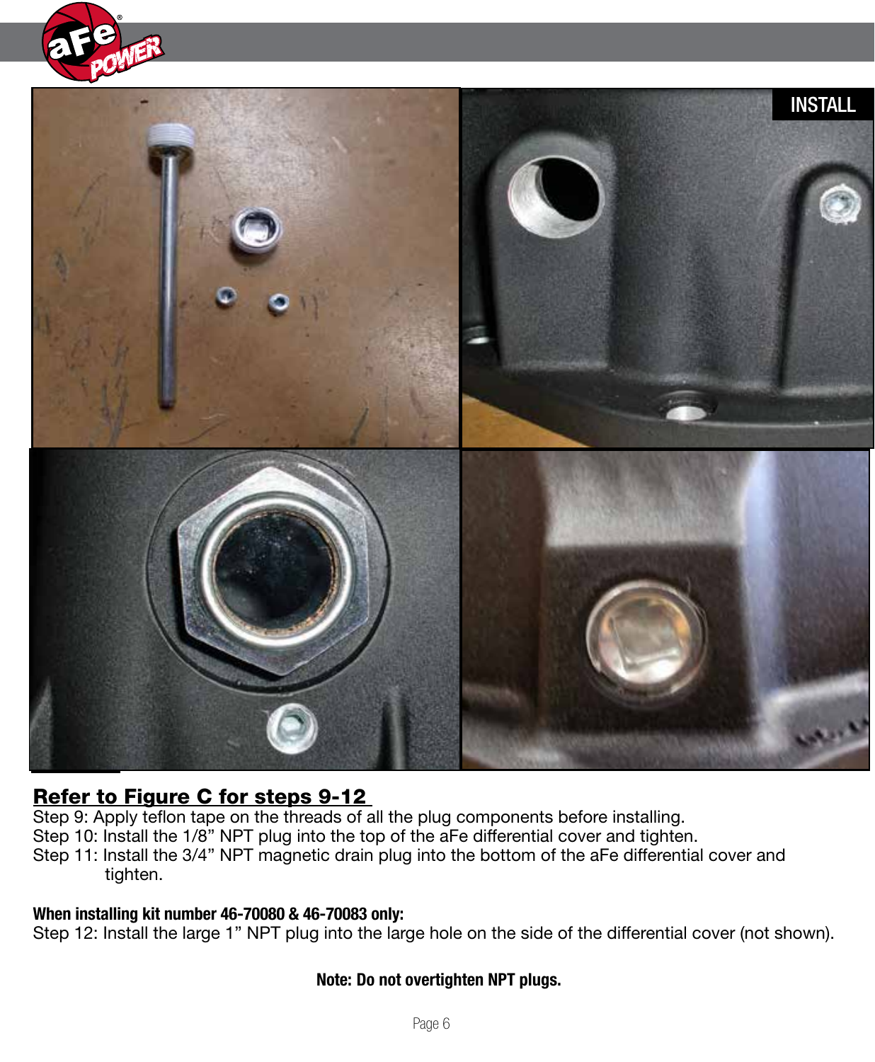## Refer to Figure C for steps 9-12

Step 9: Apply teflon tape on the threads of all the plug components before installing.
Step 10: Install the 1/8” NPT plug into the top of the aFe differential cover and tighten.
Step 11: Install the 3/4” NPT magnetic drain plug into the bottom of the aFe differential cover and tighten.

**When installing kit number 46-70080 & 46-70083 only:**
Step 12: Install the large 1” NPT plug into the large hole on the side of the differential cover (not shown).

**Note: Do not overtighten NPT plugs.**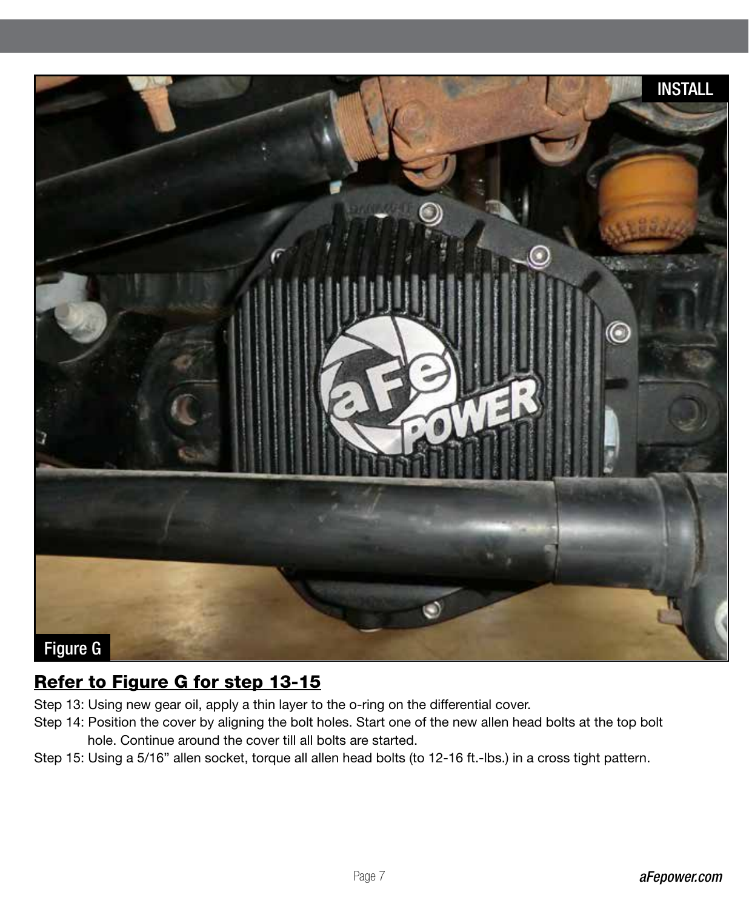Figure G

## Refer to Figure G for step 13-15

Step 13: Using new gear oil, apply a thin layer to the o-ring on the differential cover.

Step 14: Position the cover by aligning the bolt holes. Start one of the new allen head bolts at the top bolt hole. Continue around the cover till all bolts are started.

Step 15: Using a 5/16” allen socket, torque all allen head bolts (to 12-16 ft.-lbs.) in a cross tight pattern.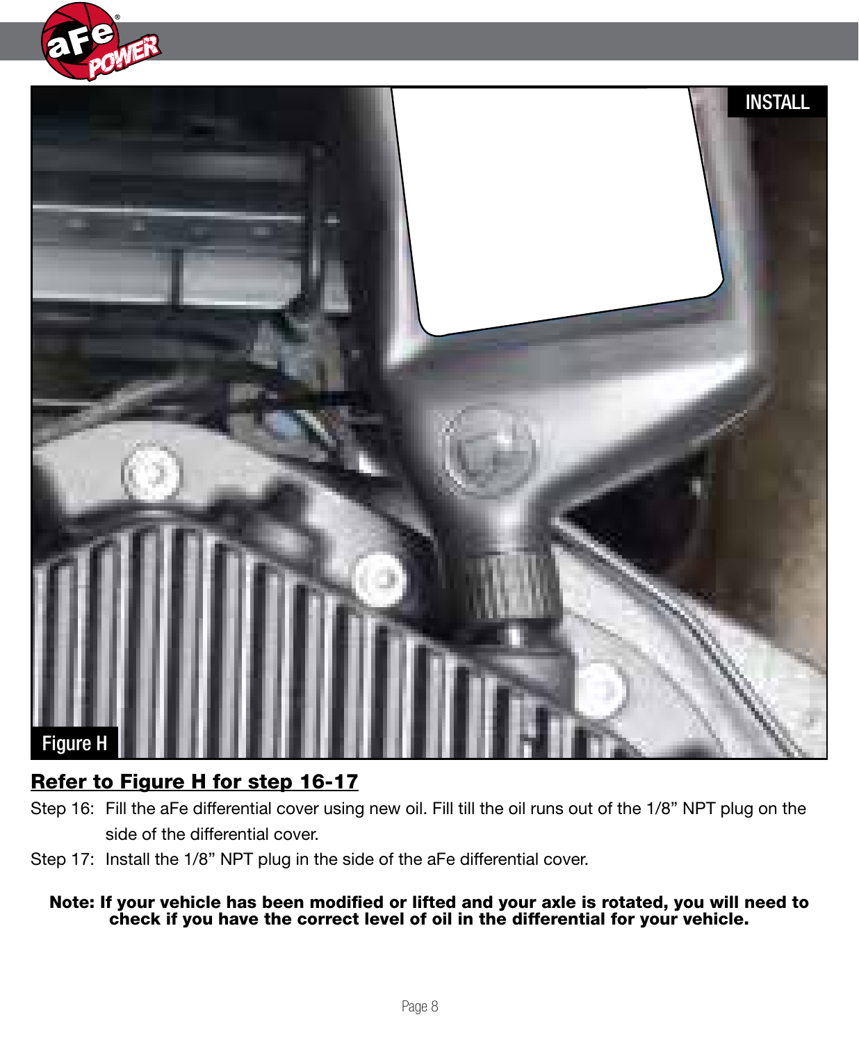**Refer to Figure H for step 16-17**

Step 16: Fill the aFe differential cover using new oil. Fill till the oil runs out of the 1/8" NPT plug on the side of the differential cover.

Step 17: Install the 1/8" NPT plug in the side of the aFe differential cover.

**Note: If your vehicle has been modified or lifted and your axle is rotated, you will need to check if you have the correct level of oil in the differential for your vehicle.**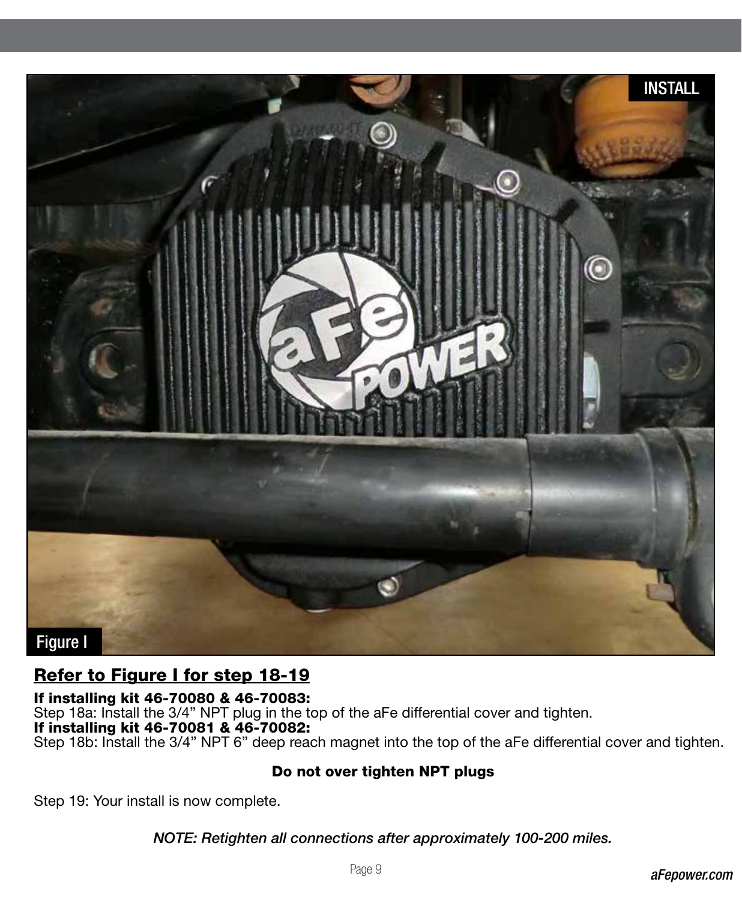INSTALL

Figure I

**Refer to Figure I for step 18-19**

**If installing kit 46-70080 & 46-70083:**
Step 18a: Install the 3/4” NPT plug in the top of the aFe differential cover and tighten.
**If installing kit 46-70081 & 46-70082:**
Step 18b: Install the 3/4” NPT 6” deep reach magnet into the top of the aFe differential cover and tighten.

**Do not over tighten NPT plugs**

Step 19: Your install is now complete.

***NOTE: Retighten all connections after approximately 100-200 miles.***

aFepower.com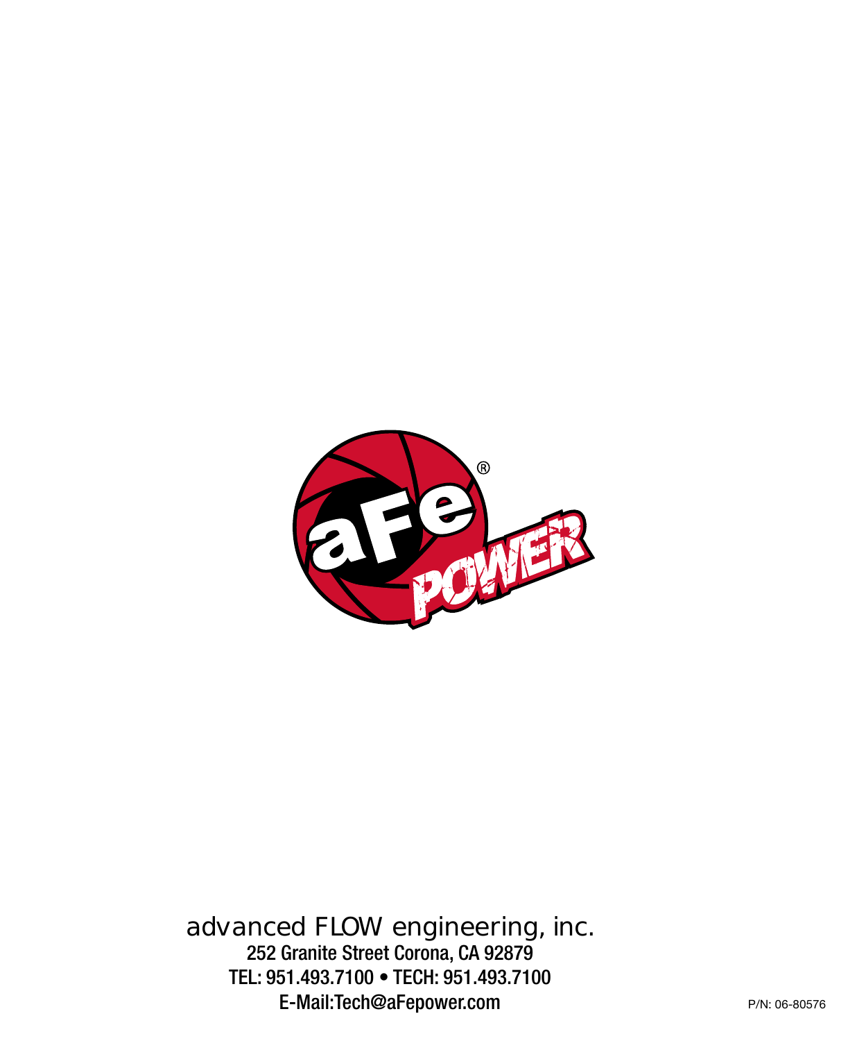advanced FLOW engineering, inc.

252 Granite Street Corona, CA 92879

TEL: 951.493.7100 • TECH: 951.493.7100

E-Mail:Tech@aFepower.com

P/N: 06-80576